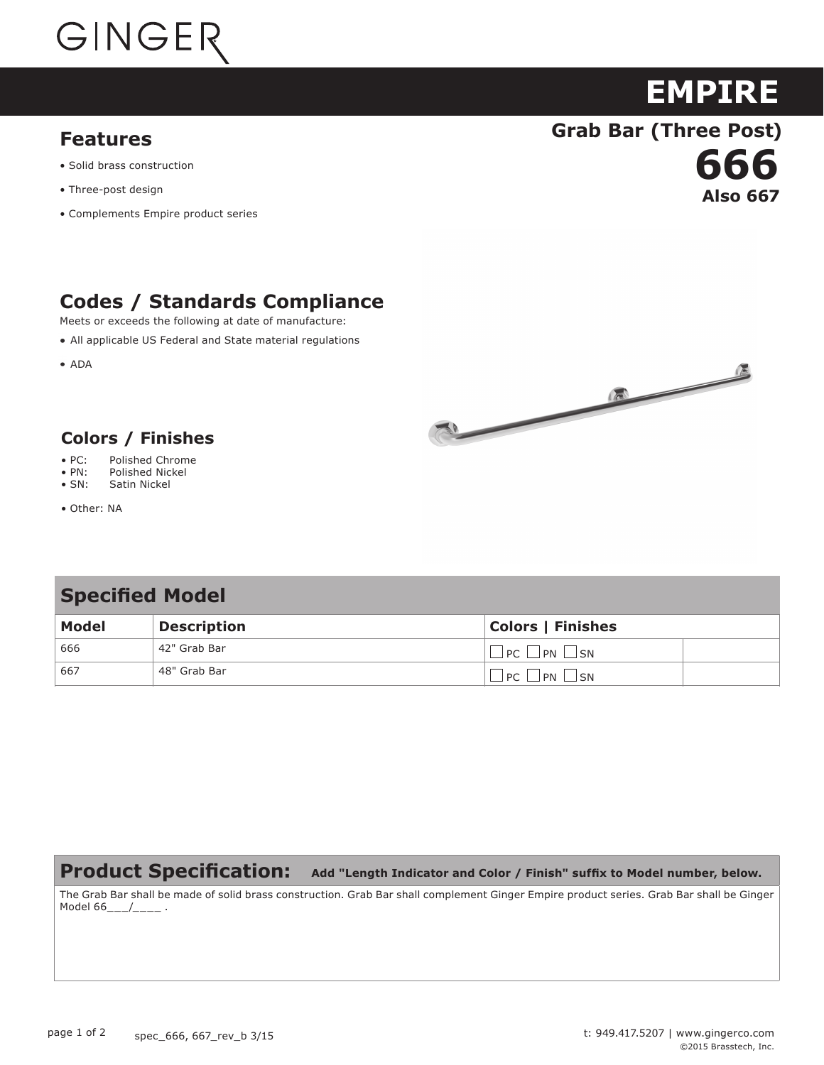GINGER

# EMPIRE

## Grab Bar (Three Post)

# 666

**Also 667**

## Features

- Solid brass construction
- Three-post design
- Complements Empire product series

## Codes / Standards Compliance

Meets or exceeds the following at date of manufacture:

- All applicable US Federal and State material regulations
- ADA

## Colors / Finishes

- PC: Polished Chrome
- PN: Polished Nickel
- SN: Satin Nickel

- Other: NA

## Specified Model

| Model | Description | Colors \| Finishes | |
|---|---|---|---|
| 666 | 42" Grab Bar | ☐ PC ☐ PN ☐ SN | |
| 667 | 48" Grab Bar | ☐ PC ☐ PN ☐ SN | |

## Product Specification: **Add "Length Indicator and Color / Finish" suffix to Model number, below.**

The Grab Bar shall be made of solid brass construction. Grab Bar shall complement Ginger Empire product series. Grab Bar shall be Ginger Model 66___/____ .

spec_666, 667_rev_b 3/15

t: 949.417.5207 | www.gingerco.com

©2015 Brasstech, Inc.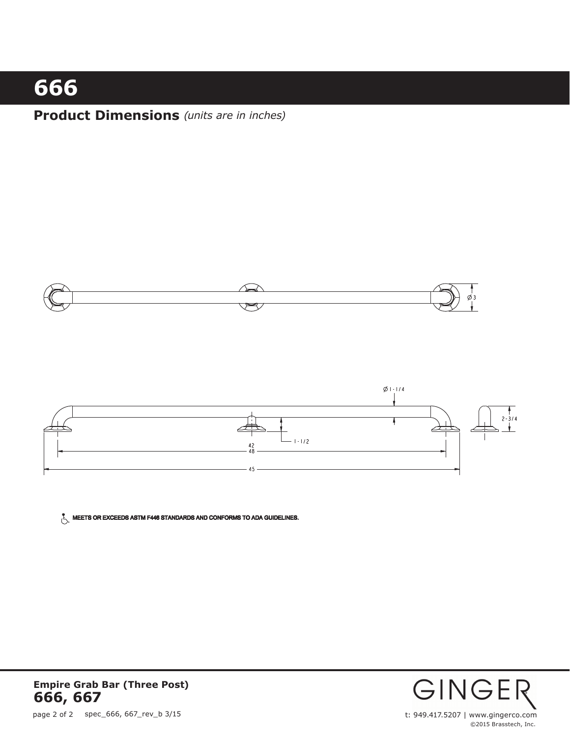# 666

## Product Dimensions *(units are in inches)*

Ø 3

Ø 1-1/4

2-3/4

1-1/2

42
48

45

MEETS OR EXCEEDS ASTM F446 STANDARDS AND CONFORMS TO ADA GUIDELINES.

**Empire Grab Bar (Three Post)**
**666, 667**

spec_666, 667_rev_b 3/15

GINGER

t: 949.417.5207 | www.gingerco.com
©2015 Brasstech, Inc.